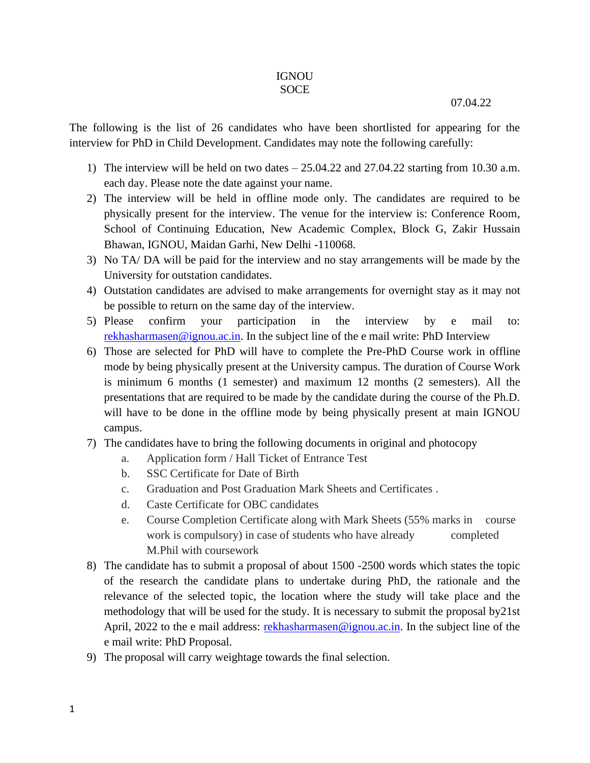IGNOU
SOCE

07.04.22

The following is the list of 26 candidates who have been shortlisted for appearing for the interview for PhD in Child Development. Candidates may note the following carefully:

1) The interview will be held on two dates – 25.04.22 and 27.04.22 starting from 10.30 a.m. each day. Please note the date against your name.
2) The interview will be held in offline mode only. The candidates are required to be physically present for the interview. The venue for the interview is: Conference Room, School of Continuing Education, New Academic Complex, Block G, Zakir Hussain Bhawan, IGNOU, Maidan Garhi, New Delhi -110068.
3) No TA/ DA will be paid for the interview and no stay arrangements will be made by the University for outstation candidates.
4) Outstation candidates are advised to make arrangements for overnight stay as it may not be possible to return on the same day of the interview.
5) Please confirm your participation in the interview by e mail to: rekhasharmasen@ignou.ac.in. In the subject line of the e mail write: PhD Interview
6) Those are selected for PhD will have to complete the Pre-PhD Course work in offline mode by being physically present at the University campus. The duration of Course Work is minimum 6 months (1 semester) and maximum 12 months (2 semesters). All the presentations that are required to be made by the candidate during the course of the Ph.D. will have to be done in the offline mode by being physically present at main IGNOU campus.
7) The candidates have to bring the following documents in original and photocopy
   a. Application form / Hall Ticket of Entrance Test
   b. SSC Certificate for Date of Birth
   c. Graduation and Post Graduation Mark Sheets and Certificates .
   d. Caste Certificate for OBC candidates
   e. Course Completion Certificate along with Mark Sheets (55% marks in course work is compulsory) in case of students who have already completed M.Phil with coursework
8) The candidate has to submit a proposal of about 1500 -2500 words which states the topic of the research the candidate plans to undertake during PhD, the rationale and the relevance of the selected topic, the location where the study will take place and the methodology that will be used for the study. It is necessary to submit the proposal by21st April, 2022 to the e mail address: rekhasharmasen@ignou.ac.in. In the subject line of the e mail write: PhD Proposal.
9) The proposal will carry weightage towards the final selection.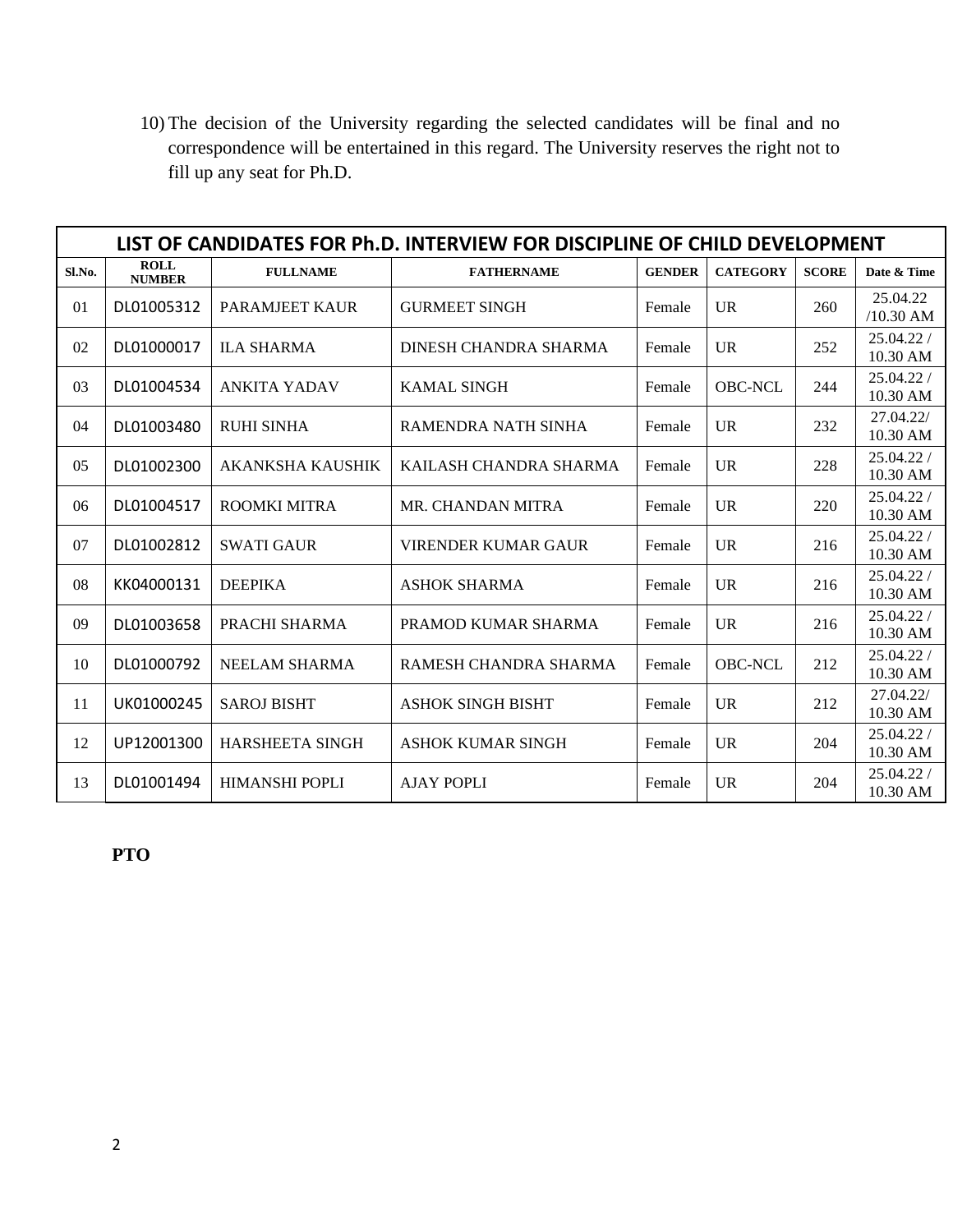10) The decision of the University regarding the selected candidates will be final and no correspondence will be entertained in this regard. The University reserves the right not to fill up any seat for Ph.D.

**LIST OF CANDIDATES FOR Ph.D. INTERVIEW FOR DISCIPLINE OF CHILD DEVELOPMENT**

| Sl.No. | ROLL NUMBER | FULLNAME | FATHERNAME | GENDER | CATEGORY | SCORE | Date & Time |
|---|---|---|---|---|---|---|---|
| 01 | DL01005312 | PARAMJEET KAUR | GURMEET SINGH | Female | UR | 260 | 25.04.22 /10.30 AM |
| 02 | DL01000017 | ILA SHARMA | DINESH CHANDRA SHARMA | Female | UR | 252 | 25.04.22 / 10.30 AM |
| 03 | DL01004534 | ANKITA YADAV | KAMAL SINGH | Female | OBC-NCL | 244 | 25.04.22 / 10.30 AM |
| 04 | DL01003480 | RUHI SINHA | RAMENDRA NATH SINHA | Female | UR | 232 | 27.04.22/ 10.30 AM |
| 05 | DL01002300 | AKANKSHA KAUSHIK | KAILASH CHANDRA SHARMA | Female | UR | 228 | 25.04.22 / 10.30 AM |
| 06 | DL01004517 | ROOMKI MITRA | MR. CHANDAN MITRA | Female | UR | 220 | 25.04.22 / 10.30 AM |
| 07 | DL01002812 | SWATI GAUR | VIRENDER KUMAR GAUR | Female | UR | 216 | 25.04.22 / 10.30 AM |
| 08 | KK04000131 | DEEPIKA | ASHOK SHARMA | Female | UR | 216 | 25.04.22 / 10.30 AM |
| 09 | DL01003658 | PRACHI SHARMA | PRAMOD KUMAR SHARMA | Female | UR | 216 | 25.04.22 / 10.30 AM |
| 10 | DL01000792 | NEELAM SHARMA | RAMESH CHANDRA SHARMA | Female | OBC-NCL | 212 | 25.04.22 / 10.30 AM |
| 11 | UK01000245 | SAROJ BISHT | ASHOK SINGH BISHT | Female | UR | 212 | 27.04.22/ 10.30 AM |
| 12 | UP12001300 | HARSHEETA SINGH | ASHOK KUMAR SINGH | Female | UR | 204 | 25.04.22 / 10.30 AM |
| 13 | DL01001494 | HIMANSHI POPLI | AJAY POPLI | Female | UR | 204 | 25.04.22 / 10.30 AM |

**PTO**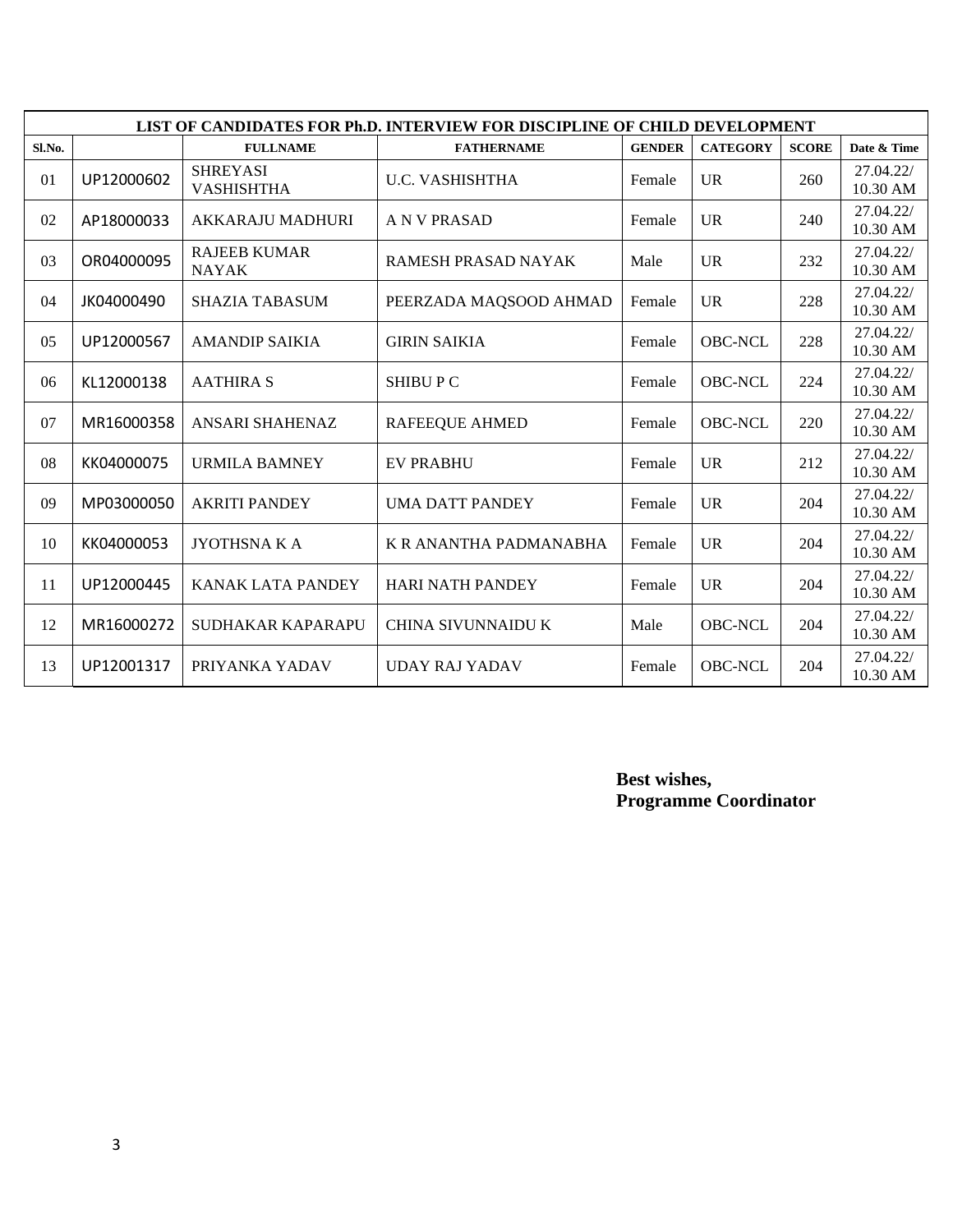| LIST OF CANDIDATES FOR Ph.D. INTERVIEW FOR DISCIPLINE OF CHILD DEVELOPMENT | | | | | | | |
|---|---|---|---|---|---|---|---|
| **Sl.No.** | | **FULLNAME** | **FATHERNAME** | **GENDER** | **CATEGORY** | **SCORE** | **Date & Time** |
| 01 | UP12000602 | SHREYASI VASHISHTHA | U.C. VASHISHTHA | Female | UR | 260 | 27.04.22/ 10.30 AM |
| 02 | AP18000033 | AKKARAJU MADHURI | A N V PRASAD | Female | UR | 240 | 27.04.22/ 10.30 AM |
| 03 | OR04000095 | RAJEEB KUMAR NAYAK | RAMESH PRASAD NAYAK | Male | UR | 232 | 27.04.22/ 10.30 AM |
| 04 | JK04000490 | SHAZIA TABASUM | PEERZADA MAQSOOD AHMAD | Female | UR | 228 | 27.04.22/ 10.30 AM |
| 05 | UP12000567 | AMANDIP SAIKIA | GIRIN SAIKIA | Female | OBC-NCL | 228 | 27.04.22/ 10.30 AM |
| 06 | KL12000138 | AATHIRA S | SHIBU P C | Female | OBC-NCL | 224 | 27.04.22/ 10.30 AM |
| 07 | MR16000358 | ANSARI SHAHENAZ | RAFEEQUE AHMED | Female | OBC-NCL | 220 | 27.04.22/ 10.30 AM |
| 08 | KK04000075 | URMILA BAMNEY | EV PRABHU | Female | UR | 212 | 27.04.22/ 10.30 AM |
| 09 | MP03000050 | AKRITI PANDEY | UMA DATT PANDEY | Female | UR | 204 | 27.04.22/ 10.30 AM |
| 10 | KK04000053 | JYOTHSNA K A | K R ANANTHA PADMANABHA | Female | UR | 204 | 27.04.22/ 10.30 AM |
| 11 | UP12000445 | KANAK LATA PANDEY | HARI NATH PANDEY | Female | UR | 204 | 27.04.22/ 10.30 AM |
| 12 | MR16000272 | SUDHAKAR KAPARAPU | CHINA SIVUNNAIDU K | Male | OBC-NCL | 204 | 27.04.22/ 10.30 AM |
| 13 | UP12001317 | PRIYANKA YADAV | UDAY RAJ YADAV | Female | OBC-NCL | 204 | 27.04.22/ 10.30 AM |

**Best wishes,**
**Programme Coordinator**